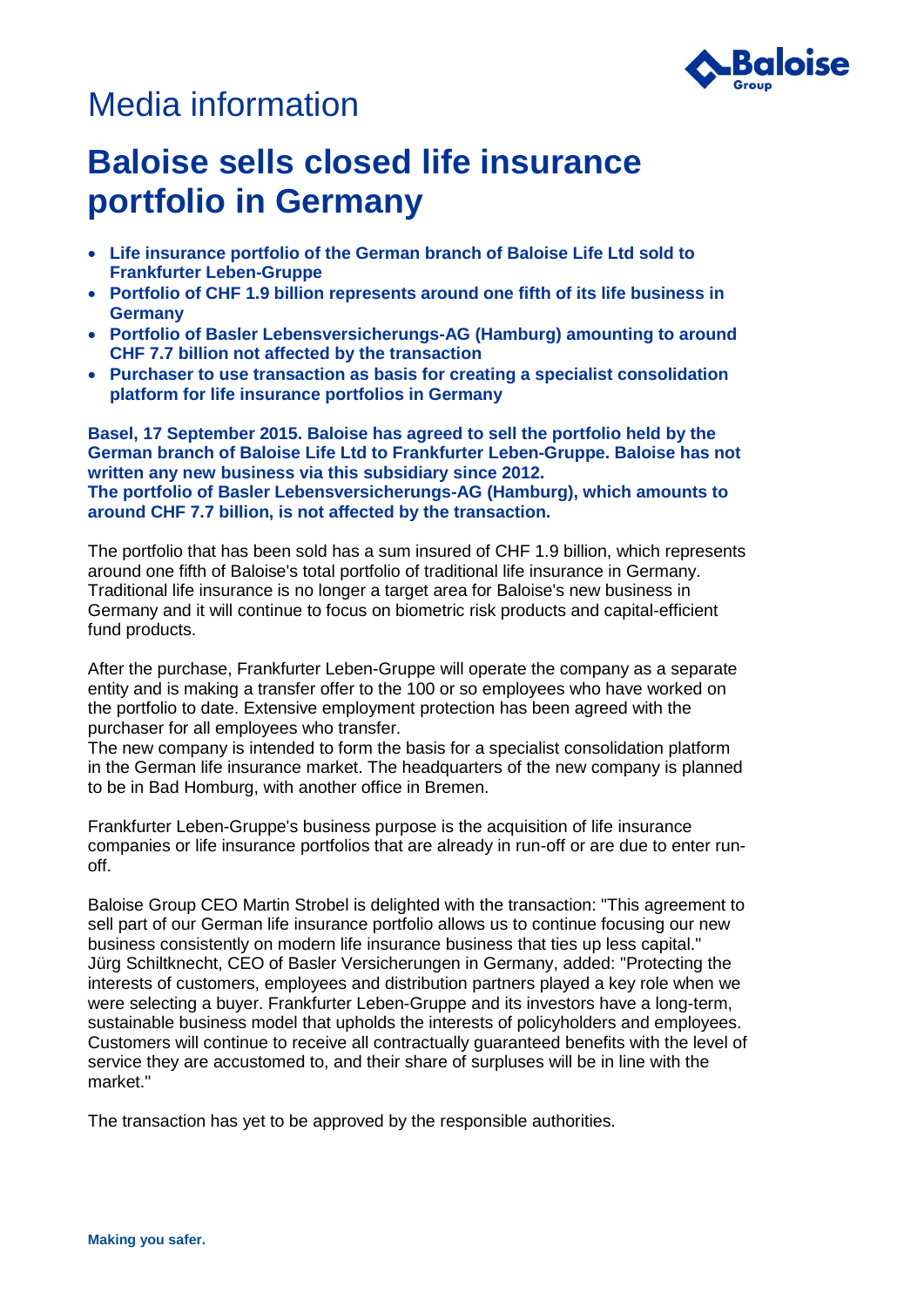# Media information

## Baloise sells closed life insurance portfolio in Germany

- **Life insurance portfolio of the German branch of Baloise Life Ltd sold to Frankfurter Leben-Gruppe**
- **Portfolio of CHF 1.9 billion represents around one fifth of its life business in Germany**
- **Portfolio of Basler Lebensversicherungs-AG (Hamburg) amounting to around CHF 7.7 billion not affected by the transaction**
- **Purchaser to use transaction as basis for creating a specialist consolidation platform for life insurance portfolios in Germany**

**Basel, 17 September 2015. Baloise has agreed to sell the portfolio held by the German branch of Baloise Life Ltd to Frankfurter Leben-Gruppe. Baloise has not written any new business via this subsidiary since 2012.**
**The portfolio of Basler Lebensversicherungs-AG (Hamburg), which amounts to around CHF 7.7 billion, is not affected by the transaction.**

The portfolio that has been sold has a sum insured of CHF 1.9 billion, which represents around one fifth of Baloise's total portfolio of traditional life insurance in Germany. Traditional life insurance is no longer a target area for Baloise's new business in Germany and it will continue to focus on biometric risk products and capital-efficient fund products.

After the purchase, Frankfurter Leben-Gruppe will operate the company as a separate entity and is making a transfer offer to the 100 or so employees who have worked on the portfolio to date. Extensive employment protection has been agreed with the purchaser for all employees who transfer.
The new company is intended to form the basis for a specialist consolidation platform in the German life insurance market. The headquarters of the new company is planned to be in Bad Homburg, with another office in Bremen.

Frankfurter Leben-Gruppe's business purpose is the acquisition of life insurance companies or life insurance portfolios that are already in run-off or are due to enter run-off.

Baloise Group CEO Martin Strobel is delighted with the transaction: "This agreement to sell part of our German life insurance portfolio allows us to continue focusing our new business consistently on modern life insurance business that ties up less capital."
Jürg Schiltknecht, CEO of Basler Versicherungen in Germany, added: "Protecting the interests of customers, employees and distribution partners played a key role when we were selecting a buyer. Frankfurter Leben-Gruppe and its investors have a long-term, sustainable business model that upholds the interests of policyholders and employees. Customers will continue to receive all contractually guaranteed benefits with the level of service they are accustomed to, and their share of surpluses will be in line with the market."

The transaction has yet to be approved by the responsible authorities.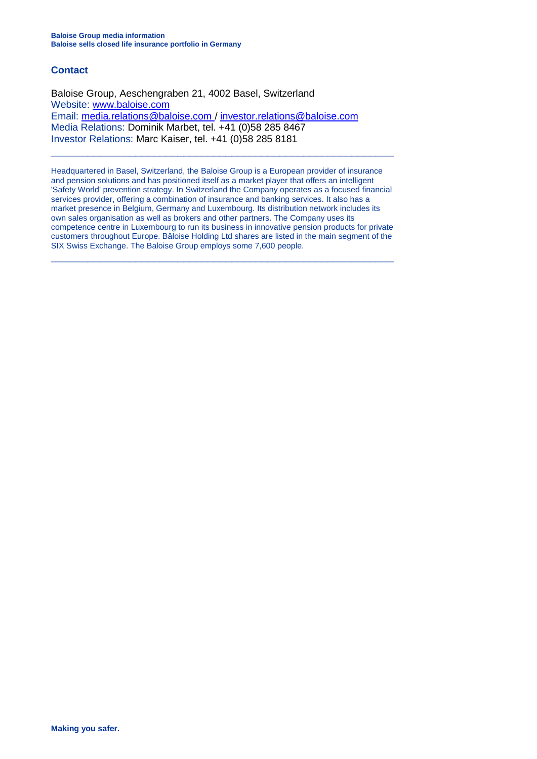## Contact

Baloise Group, Aeschengraben 21, 4002 Basel, Switzerland
Website: www.baloise.com
Email: media.relations@baloise.com / investor.relations@baloise.com
Media Relations: Dominik Marbet, tel. +41 (0)58 285 8467
Investor Relations: Marc Kaiser, tel. +41 (0)58 285 8181

---

Headquartered in Basel, Switzerland, the Baloise Group is a European provider of insurance and pension solutions and has positioned itself as a market player that offers an intelligent 'Safety World' prevention strategy. In Switzerland the Company operates as a focused financial services provider, offering a combination of insurance and banking services. It also has a market presence in Belgium, Germany and Luxembourg. Its distribution network includes its own sales organisation as well as brokers and other partners. The Company uses its competence centre in Luxembourg to run its business in innovative pension products for private customers throughout Europe. Bâloise Holding Ltd shares are listed in the main segment of the SIX Swiss Exchange. The Baloise Group employs some 7,600 people.

---